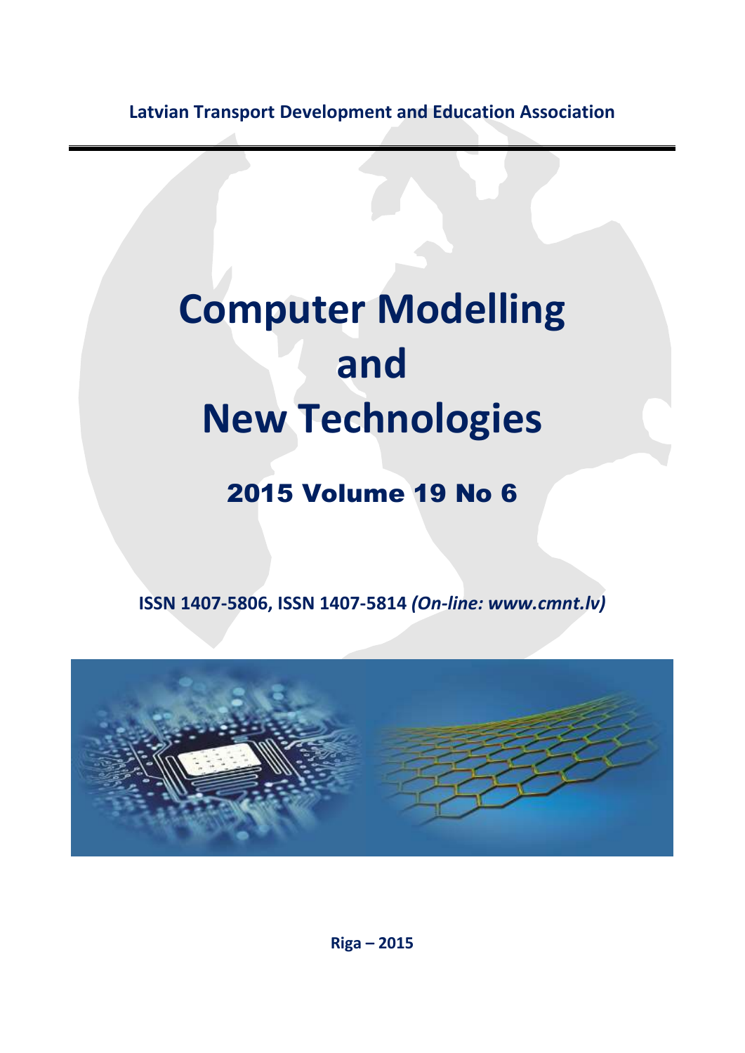**Latvian Transport Development and Education Association**

# Computer Modelling and New Technologies

## 2015 Volume 19 No 6

**ISSN 1407-5806, ISSN 1407-5814** ***(On-line: www.cmnt.lv)***

**Riga – 2015**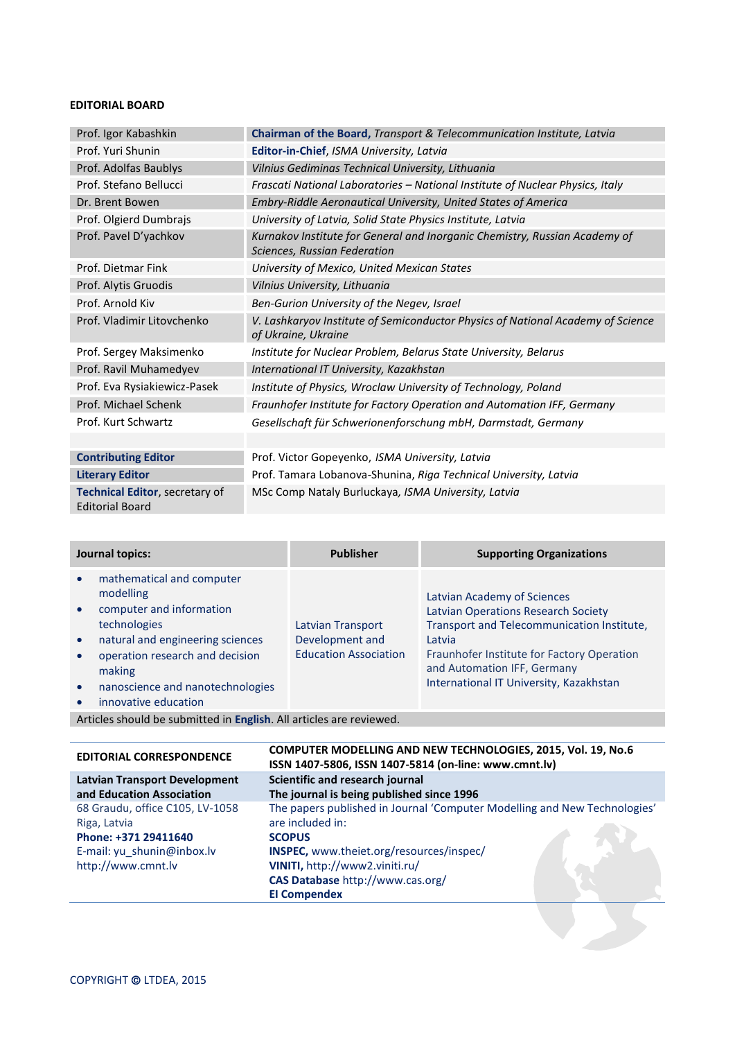**EDITORIAL BOARD**

| | |
|---|---|
| Prof. Igor Kabashkin | **Chairman of the Board,** *Transport & Telecommunication Institute, Latvia* |
| Prof. Yuri Shunin | **Editor-in-Chief**, *ISMA University, Latvia* |
| Prof. Adolfas Baublys | *Vilnius Gediminas Technical University, Lithuania* |
| Prof. Stefano Bellucci | *Frascati National Laboratories – National Institute of Nuclear Physics, Italy* |
| Dr. Brent Bowen | *Embry-Riddle Aeronautical University, United States of America* |
| Prof. Olgierd Dumbrajs | *University of Latvia, Solid State Physics Institute, Latvia* |
| Prof. Pavel D'yachkov | *Kurnakov Institute for General and Inorganic Chemistry, Russian Academy of Sciences, Russian Federation* |
| Prof. Dietmar Fink | *University of Mexico, United Mexican States* |
| Prof. Alytis Gruodis | *Vilnius University, Lithuania* |
| Prof. Arnold Kiv | *Ben-Gurion University of the Negev, Israel* |
| Prof. Vladimir Litovchenko | *V. Lashkaryov Institute of Semiconductor Physics of National Academy of Science of Ukraine, Ukraine* |
| Prof. Sergey Maksimenko | *Institute for Nuclear Problem, Belarus State University, Belarus* |
| Prof. Ravil Muhamedyev | *International IT University, Kazakhstan* |
| Prof. Eva Rysiakiewicz-Pasek | *Institute of Physics, Wroclaw University of Technology, Poland* |
| Prof. Michael Schenk | *Fraunhofer Institute for Factory Operation and Automation IFF, Germany* |
| Prof. Kurt Schwartz | *Gesellschaft für Schwerionenforschung mbH, Darmstadt, Germany* |
| | |
| **Contributing Editor** | Prof. Victor Gopeyenko, *ISMA University, Latvia* |
| **Literary Editor** | Prof. Tamara Lobanova-Shunina, *Riga Technical University, Latvia* |
| **Technical Editor**, secretary of Editorial Board | MSc Comp Nataly Burluckaya, *ISMA University, Latvia* |

| Journal topics: | Publisher | Supporting Organizations |
|---|---|---|
| • mathematical and computer modelling<br>• computer and information technologies<br>• natural and engineering sciences<br>• operation research and decision making<br>• nanoscience and nanotechnologies<br>• innovative education | Latvian Transport Development and Education Association | Latvian Academy of Sciences<br>Latvian Operations Research Society<br>Transport and Telecommunication Institute, Latvia<br>Fraunhofer Institute for Factory Operation and Automation IFF, Germany<br>International IT University, Kazakhstan |

Articles should be submitted in **English**. All articles are reviewed.

| **EDITORIAL CORRESPONDENCE** | **COMPUTER MODELLING AND NEW TECHNOLOGIES, 2015, Vol. 19, No.6**<br>**ISSN 1407-5806, ISSN 1407-5814 (on-line: www.cmnt.lv)** |
|---|---|
| **Latvian Transport Development and Education Association** | **Scientific and research journal**<br>**The journal is being published since 1996** |
| 68 Graudu, office C105, LV-1058<br>Riga, Latvia<br>**Phone: +371 29411640**<br>E-mail: yu_shunin@inbox.lv<br>http://www.cmnt.lv | The papers published in Journal 'Computer Modelling and New Technologies' are included in:<br>**SCOPUS**<br>**INSPEC,** www.theiet.org/resources/inspec/<br>**VINITI,** http://www2.viniti.ru/<br>**CAS Database** http://www.cas.org/<br>**EI Compendex** |

COPYRIGHT © LTDEA, 2015